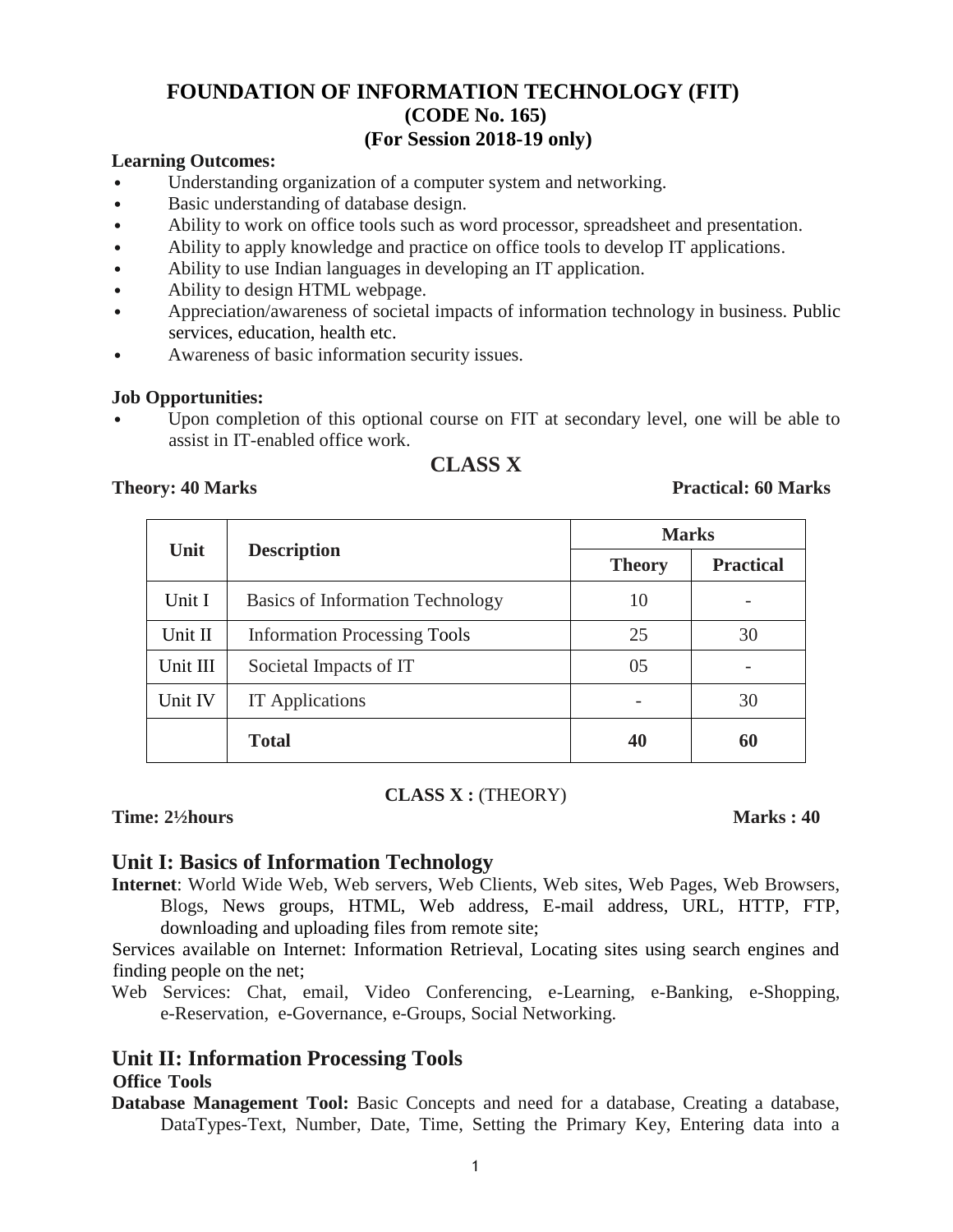# FOUNDATION OF INFORMATION TECHNOLOGY (FIT)
## (CODE No. 165)
## (For Session 2018-19 only)

**Learning Outcomes:**

- Understanding organization of a computer system and networking.
- Basic understanding of database design.
- Ability to work on office tools such as word processor, spreadsheet and presentation.
- Ability to apply knowledge and practice on office tools to develop IT applications.
- Ability to use Indian languages in developing an IT application.
- Ability to design HTML webpage.
- Appreciation/awareness of societal impacts of information technology in business. Public services, education, health etc.
- Awareness of basic information security issues.

**Job Opportunities:**

- Upon completion of this optional course on FIT at secondary level, one will be able to assist in IT-enabled office work.

## CLASS X

**Theory: 40 Marks** **Practical: 60 Marks**

| Unit | Description | Marks | |
|---|---|---|---|
| | | **Theory** | **Practical** |
| Unit I | Basics of Information Technology | 10 | - |
| Unit II | Information Processing Tools | 25 | 30 |
| Unit III | Societal Impacts of IT | 05 | - |
| Unit IV | IT Applications | - | 30 |
| | **Total** | **40** | **60** |

**CLASS X :** (THEORY)

**Time: 2½hours** **Marks : 40**

## Unit I: Basics of Information Technology

**Internet**: World Wide Web, Web servers, Web Clients, Web sites, Web Pages, Web Browsers, Blogs, News groups, HTML, Web address, E-mail address, URL, HTTP, FTP, downloading and uploading files from remote site;

Services available on Internet: Information Retrieval, Locating sites using search engines and finding people on the net;

Web Services: Chat, email, Video Conferencing, e-Learning, e-Banking, e-Shopping, e-Reservation, e-Governance, e-Groups, Social Networking.

## Unit II: Information Processing Tools

**Office Tools**

**Database Management Tool:** Basic Concepts and need for a database, Creating a database, DataTypes-Text, Number, Date, Time, Setting the Primary Key, Entering data into a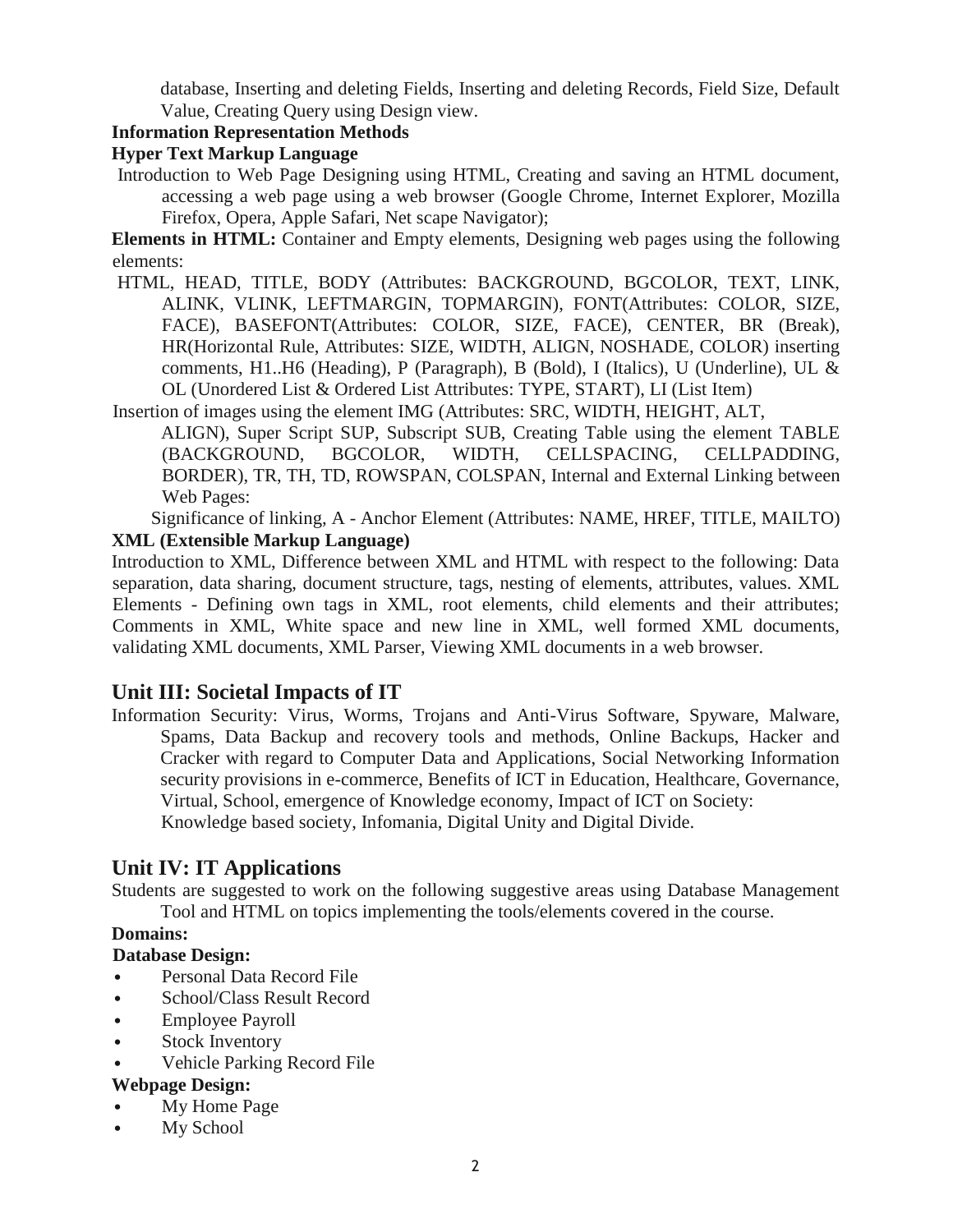database, Inserting and deleting Fields, Inserting and deleting Records, Field Size, Default Value, Creating Query using Design view.

**Information Representation Methods**

**Hyper Text Markup Language**

Introduction to Web Page Designing using HTML, Creating and saving an HTML document, accessing a web page using a web browser (Google Chrome, Internet Explorer, Mozilla Firefox, Opera, Apple Safari, Net scape Navigator);

**Elements in HTML:** Container and Empty elements, Designing web pages using the following elements:

HTML, HEAD, TITLE, BODY (Attributes: BACKGROUND, BGCOLOR, TEXT, LINK, ALINK, VLINK, LEFTMARGIN, TOPMARGIN), FONT(Attributes: COLOR, SIZE, FACE), BASEFONT(Attributes: COLOR, SIZE, FACE), CENTER, BR (Break), HR(Horizontal Rule, Attributes: SIZE, WIDTH, ALIGN, NOSHADE, COLOR) inserting comments, H1..H6 (Heading), P (Paragraph), B (Bold), I (Italics), U (Underline), UL & OL (Unordered List & Ordered List Attributes: TYPE, START), LI (List Item)

Insertion of images using the element IMG (Attributes: SRC, WIDTH, HEIGHT, ALT, ALIGN), Super Script SUP, Subscript SUB, Creating Table using the element TABLE (BACKGROUND, BGCOLOR, WIDTH, CELLSPACING, CELLPADDING, BORDER), TR, TH, TD, ROWSPAN, COLSPAN, Internal and External Linking between Web Pages:

Significance of linking, A - Anchor Element (Attributes: NAME, HREF, TITLE, MAILTO)

**XML (Extensible Markup Language)**

Introduction to XML, Difference between XML and HTML with respect to the following: Data separation, data sharing, document structure, tags, nesting of elements, attributes, values. XML Elements - Defining own tags in XML, root elements, child elements and their attributes; Comments in XML, White space and new line in XML, well formed XML documents, validating XML documents, XML Parser, Viewing XML documents in a web browser.

## Unit III: Societal Impacts of IT

Information Security: Virus, Worms, Trojans and Anti-Virus Software, Spyware, Malware, Spams, Data Backup and recovery tools and methods, Online Backups, Hacker and Cracker with regard to Computer Data and Applications, Social Networking Information security provisions in e-commerce, Benefits of ICT in Education, Healthcare, Governance, Virtual, School, emergence of Knowledge economy, Impact of ICT on Society:
Knowledge based society, Infomania, Digital Unity and Digital Divide.

## Unit IV: IT Applications

Students are suggested to work on the following suggestive areas using Database Management Tool and HTML on topics implementing the tools/elements covered in the course.

**Domains:**

**Database Design:**

- Personal Data Record File
- School/Class Result Record
- Employee Payroll
- Stock Inventory
- Vehicle Parking Record File

**Webpage Design:**

- My Home Page
- My School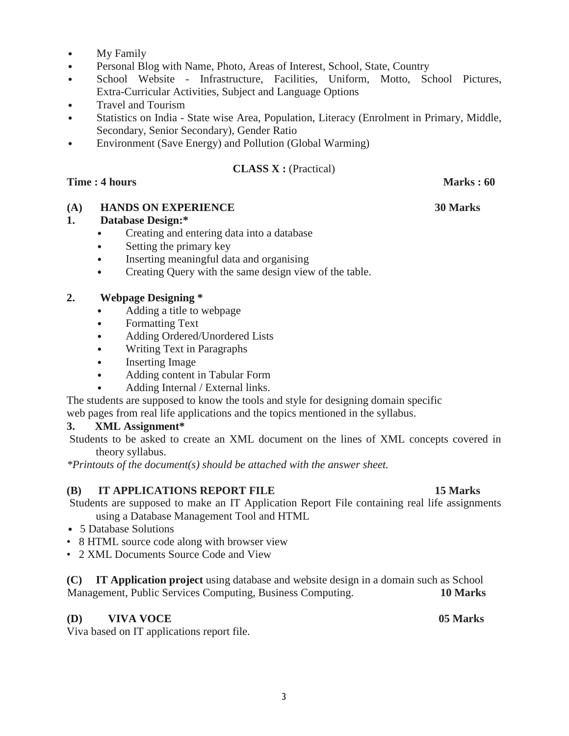- My Family
- Personal Blog with Name, Photo, Areas of Interest, School, State, Country
- School Website - Infrastructure, Facilities, Uniform, Motto, School Pictures, Extra-Curricular Activities, Subject and Language Options
- Travel and Tourism
- Statistics on India - State wise Area, Population, Literacy (Enrolment in Primary, Middle, Secondary, Senior Secondary), Gender Ratio
- Environment (Save Energy) and Pollution (Global Warming)

**CLASS X :** (Practical)

**Time : 4 hours** **Marks : 60**

**(A) HANDS ON EXPERIENCE** **30 Marks**

**1. Database Design:***

- Creating and entering data into a database
- Setting the primary key
- Inserting meaningful data and organising
- Creating Query with the same design view of the table.

**2. Webpage Designing ***

- Adding a title to webpage
- Formatting Text
- Adding Ordered/Unordered Lists
- Writing Text in Paragraphs
- Inserting Image
- Adding content in Tabular Form
- Adding Internal / External links.

The students are supposed to know the tools and style for designing domain specific web pages from real life applications and the topics mentioned in the syllabus.

**3. XML Assignment***

Students to be asked to create an XML document on the lines of XML concepts covered in theory syllabus.

**Printouts of the document(s) should be attached with the answer sheet.*

**(B) IT APPLICATIONS REPORT FILE** **15 Marks**

Students are supposed to make an IT Application Report File containing real life assignments using a Database Management Tool and HTML

- 5 Database Solutions
- 8 HTML source code along with browser view
- 2 XML Documents Source Code and View

**(C) IT Application project** using database and website design in a domain such as School Management, Public Services Computing, Business Computing. **10 Marks**

**(D) VIVA VOCE** **05 Marks**

Viva based on IT applications report file.